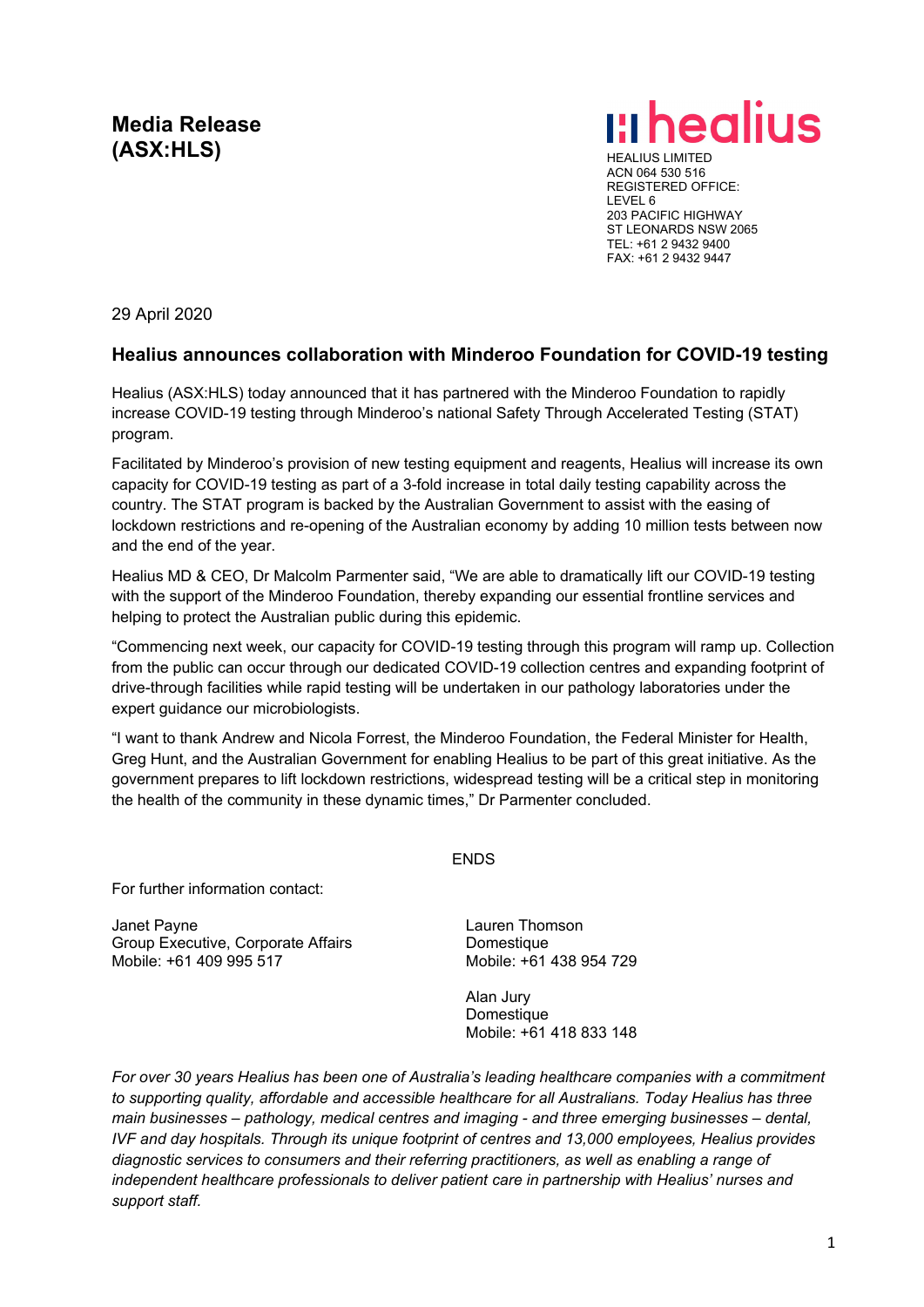**Media Release**
**(ASX:HLS)**

healius

HEALIUS LIMITED
ACN 064 530 516
REGISTERED OFFICE:
LEVEL 6
203 PACIFIC HIGHWAY
ST LEONARDS NSW 2065
TEL: +61 2 9432 9400
FAX: +61 2 9432 9447

29 April 2020

## Healius announces collaboration with Minderoo Foundation for COVID-19 testing

Healius (ASX:HLS) today announced that it has partnered with the Minderoo Foundation to rapidly increase COVID-19 testing through Minderoo's national Safety Through Accelerated Testing (STAT) program.

Facilitated by Minderoo's provision of new testing equipment and reagents, Healius will increase its own capacity for COVID-19 testing as part of a 3-fold increase in total daily testing capability across the country. The STAT program is backed by the Australian Government to assist with the easing of lockdown restrictions and re-opening of the Australian economy by adding 10 million tests between now and the end of the year.

Healius MD & CEO, Dr Malcolm Parmenter said, "We are able to dramatically lift our COVID-19 testing with the support of the Minderoo Foundation, thereby expanding our essential frontline services and helping to protect the Australian public during this epidemic.

"Commencing next week, our capacity for COVID-19 testing through this program will ramp up. Collection from the public can occur through our dedicated COVID-19 collection centres and expanding footprint of drive-through facilities while rapid testing will be undertaken in our pathology laboratories under the expert guidance our microbiologists.

"I want to thank Andrew and Nicola Forrest, the Minderoo Foundation, the Federal Minister for Health, Greg Hunt, and the Australian Government for enabling Healius to be part of this great initiative. As the government prepares to lift lockdown restrictions, widespread testing will be a critical step in monitoring the health of the community in these dynamic times," Dr Parmenter concluded.

ENDS

For further information contact:

Janet Payne
Group Executive, Corporate Affairs
Mobile: +61 409 995 517

Lauren Thomson
Domestique
Mobile: +61 438 954 729

Alan Jury
Domestique
Mobile: +61 418 833 148

*For over 30 years Healius has been one of Australia's leading healthcare companies with a commitment to supporting quality, affordable and accessible healthcare for all Australians. Today Healius has three main businesses – pathology, medical centres and imaging - and three emerging businesses – dental, IVF and day hospitals. Through its unique footprint of centres and 13,000 employees, Healius provides diagnostic services to consumers and their referring practitioners, as well as enabling a range of independent healthcare professionals to deliver patient care in partnership with Healius' nurses and support staff.*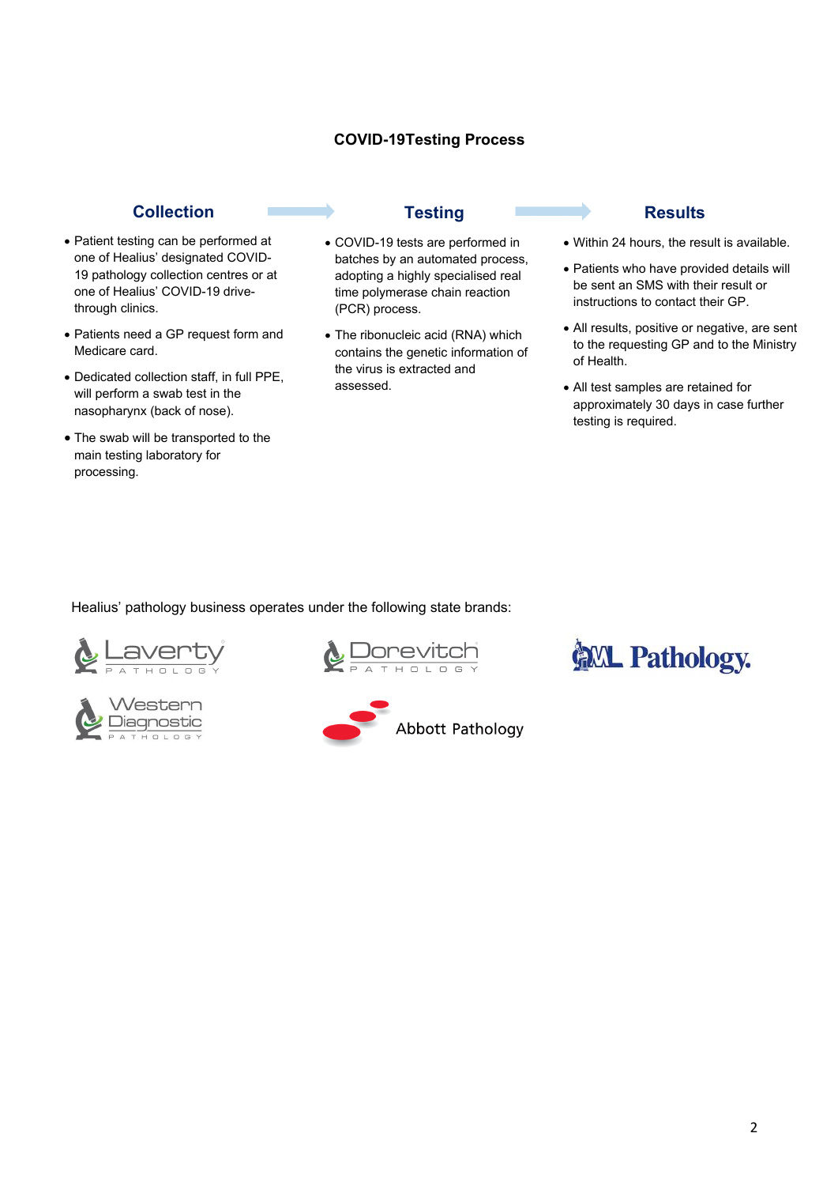## COVID-19Testing Process

### Collection

- Patient testing can be performed at one of Healius' designated COVID-19 pathology collection centres or at one of Healius' COVID-19 drive-through clinics.
- Patients need a GP request form and Medicare card.
- Dedicated collection staff, in full PPE, will perform a swab test in the nasopharynx (back of nose).
- The swab will be transported to the main testing laboratory for processing.

### Testing

- COVID-19 tests are performed in batches by an automated process, adopting a highly specialised real time polymerase chain reaction (PCR) process.
- The ribonucleic acid (RNA) which contains the genetic information of the virus is extracted and assessed.

### Results

- Within 24 hours, the result is available.
- Patients who have provided details will be sent an SMS with their result or instructions to contact their GP.
- All results, positive or negative, are sent to the requesting GP and to the Ministry of Health.
- All test samples are retained for approximately 30 days in case further testing is required.

Healius' pathology business operates under the following state brands:

Laverty Pathology

Dorevitch Pathology

QML Pathology

Western Diagnostic Pathology

Abbott Pathology